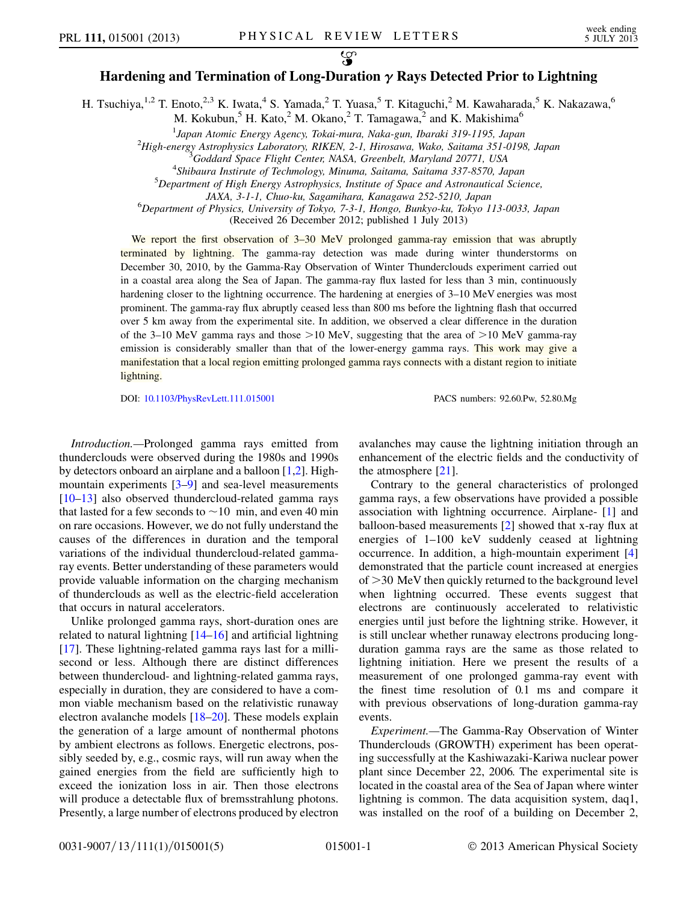# Hardening and Termination of Long-Duration $\gamma$ Rays Detected Prior to Lightning

H. Tsuchiya,[1,2] T. Enoto,[2,3] K. Iwata,[4] S. Yamada,[2] T. Yuasa,[5] T. Kitaguchi,[2] M. Kawaharada,[5] K. Nakazawa,[6] M. Kokubun,[5] H. Kato,[2] M. Okano,[2] T. Tamagawa,[2] and K. Makishima[6]

[1]*Japan Atomic Energy Agency, Tokai-mura, Naka-gun, Ibaraki 319-1195, Japan*
[2]*High-energy Astrophysics Laboratory, RIKEN, 2-1, Hirosawa, Wako, Saitama 351-0198, Japan*
[3]*Goddard Space Flight Center, NASA, Greenbelt, Maryland 20771, USA*
[4]*Shibaura Institute of Techmology, Minuma, Saitama, Saitama 337-8570, Japan*
[5]*Department of High Energy Astrophysics, Institute of Space and Astronautical Science, JAXA, 3-1-1, Chuo-ku, Sagamihara, Kanagawa 252-5210, Japan*
[6]*Department of Physics, University of Tokyo, 7-3-1, Hongo, Bunkyo-ku, Tokyo 113-0033, Japan*

(Received 26 December 2012; published 1 July 2013)

We report the first observation of 3–30 MeV prolonged gamma-ray emission that was abruptly terminated by lightning. The gamma-ray detection was made during winter thunderstorms on December 30, 2010, by the Gamma-Ray Observation of Winter Thunderclouds experiment carried out in a coastal area along the Sea of Japan. The gamma-ray flux lasted for less than 3 min, continuously hardening closer to the lightning occurrence. The hardening at energies of 3–10 MeV energies was most prominent. The gamma-ray flux abruptly ceased less than 800 ms before the lightning flash that occurred over 5 km away from the experimental site. In addition, we observed a clear difference in the duration of the 3–10 MeV gamma rays and those >10 MeV, suggesting that the area of >10 MeV gamma-ray emission is considerably smaller than that of the lower-energy gamma rays. This work may give a manifestation that a local region emitting prolonged gamma rays connects with a distant region to initiate lightning.

DOI: 10.1103/PhysRevLett.111.015001 PACS numbers: 92.60.Pw, 52.80.Mg

*Introduction.*—Prolonged gamma rays emitted from thunderclouds were observed during the 1980s and 1990s by detectors onboard an airplane and a balloon [1,2]. High-mountain experiments [3–9] and sea-level measurements [10–13] also observed thundercloud-related gamma rays that lasted for a few seconds to ~10 min, and even 40 min on rare occasions. However, we do not fully understand the causes of the differences in duration and the temporal variations of the individual thundercloud-related gamma-ray events. Better understanding of these parameters would provide valuable information on the charging mechanism of thunderclouds as well as the electric-field acceleration that occurs in natural accelerators.

Unlike prolonged gamma rays, short-duration ones are related to natural lightning [14–16] and artificial lightning [17]. These lightning-related gamma rays last for a millisecond or less. Although there are distinct differences between thundercloud- and lightning-related gamma rays, especially in duration, they are considered to have a common viable mechanism based on the relativistic runaway electron avalanche models [18–20]. These models explain the generation of a large amount of nonthermal photons by ambient electrons as follows. Energetic electrons, possibly seeded by, e.g., cosmic rays, will run away when the gained energies from the field are sufficiently high to exceed the ionization loss in air. Then those electrons will produce a detectable flux of bremsstrahlung photons. Presently, a large number of electrons produced by electron avalanches may cause the lightning initiation through an enhancement of the electric fields and the conductivity of the atmosphere [21].

Contrary to the general characteristics of prolonged gamma rays, a few observations have provided a possible association with lightning occurrence. Airplane- [1] and balloon-based measurements [2] showed that x-ray flux at energies of 1–100 keV suddenly ceased at lightning occurrence. In addition, a high-mountain experiment [4] demonstrated that the particle count increased at energies of >30 MeV then quickly returned to the background level when lightning occurred. These events suggest that electrons are continuously accelerated to relativistic energies until just before the lightning strike. However, it is still unclear whether runaway electrons producing long-duration gamma rays are the same as those related to lightning initiation. Here we present the results of a measurement of one prolonged gamma-ray event with the finest time resolution of 0.1 ms and compare it with previous observations of long-duration gamma-ray events.

*Experiment.*—The Gamma-Ray Observation of Winter Thunderclouds (GROWTH) experiment has been operating successfully at the Kashiwazaki-Kariwa nuclear power plant since December 22, 2006. The experimental site is located in the coastal area of the Sea of Japan where winter lightning is common. The data acquisition system, daq1, was installed on the roof of a building on December 2,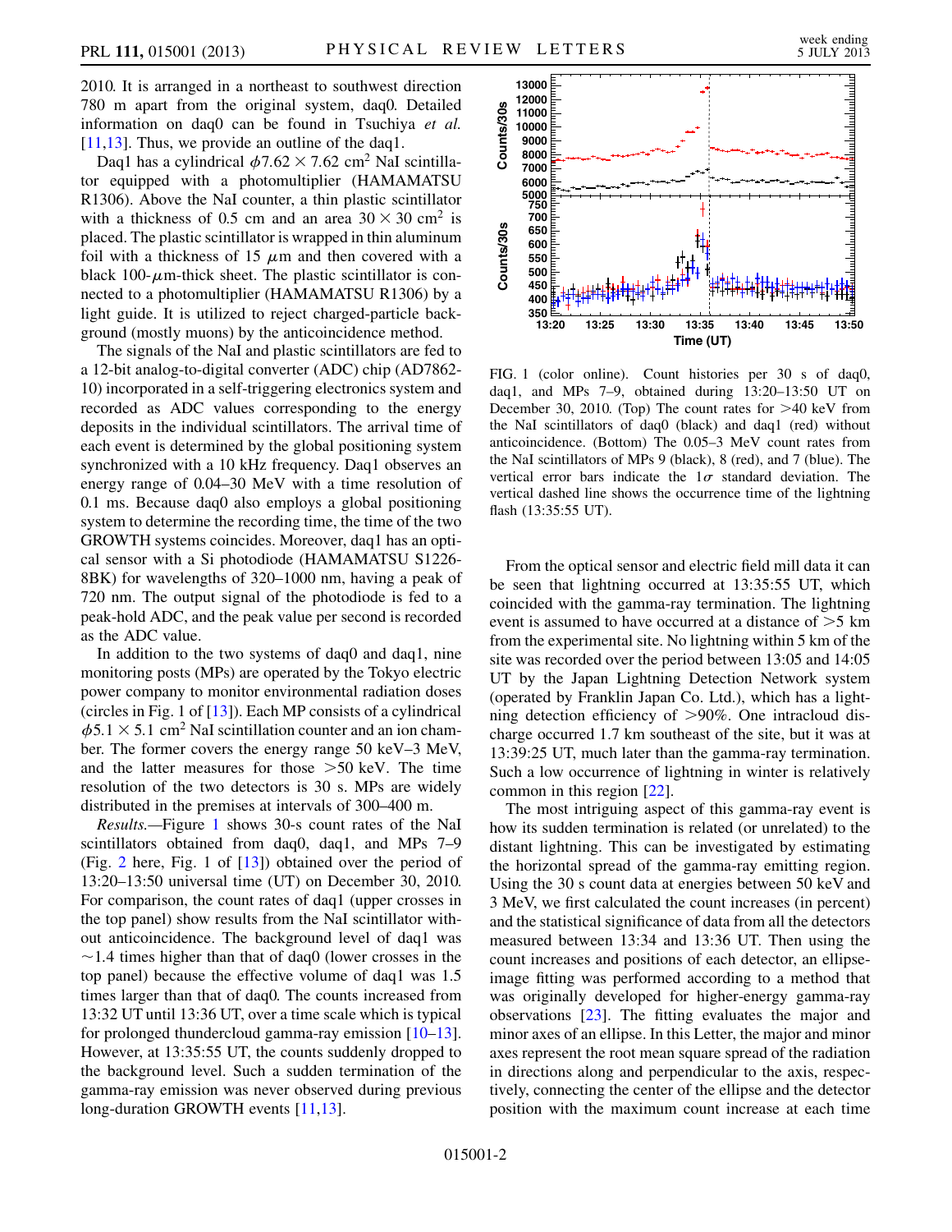2010. It is arranged in a northeast to southwest direction 780 m apart from the original system, daq0. Detailed information on daq0 can be found in Tsuchiya *et al.* [11,13]. Thus, we provide an outline of the daq1.

Daq1 has a cylindrical $\phi 7.62 \times 7.62$ cm$^2$ NaI scintillator equipped with a photomultiplier (HAMAMATSU R1306). Above the NaI counter, a thin plastic scintillator with a thickness of 0.5 cm and an area $30 \times 30$ cm$^2$ is placed. The plastic scintillator is wrapped in thin aluminum foil with a thickness of 15 $\mu$m and then covered with a black 100-$\mu$m-thick sheet. The plastic scintillator is connected to a photomultiplier (HAMAMATSU R1306) by a light guide. It is utilized to reject charged-particle background (mostly muons) by the anticoincidence method.

The signals of the NaI and plastic scintillators are fed to a 12-bit analog-to-digital converter (ADC) chip (AD7862-10) incorporated in a self-triggering electronics system and recorded as ADC values corresponding to the energy deposits in the individual scintillators. The arrival time of each event is determined by the global positioning system synchronized with a 10 kHz frequency. Daq1 observes an energy range of 0.04–30 MeV with a time resolution of 0.1 ms. Because daq0 also employs a global positioning system to determine the recording time, the time of the two GROWTH systems coincides. Moreover, daq1 has an optical sensor with a Si photodiode (HAMAMATSU S1226-8BK) for wavelengths of 320–1000 nm, having a peak of 720 nm. The output signal of the photodiode is fed to a peak-hold ADC, and the peak value per second is recorded as the ADC value.

In addition to the two systems of daq0 and daq1, nine monitoring posts (MPs) are operated by the Tokyo electric power company to monitor environmental radiation doses (circles in Fig. 1 of [13]). Each MP consists of a cylindrical $\phi 5.1 \times 5.1$ cm$^2$ NaI scintillation counter and an ion chamber. The former covers the energy range 50 keV–3 MeV, and the latter measures for those $>$50 keV. The time resolution of the two detectors is 30 s. MPs are widely distributed in the premises at intervals of 300–400 m.

*Results.*—Figure 1 shows 30-s count rates of the NaI scintillators obtained from daq0, daq1, and MPs 7–9 (Fig. 2 here, Fig. 1 of [13]) obtained over the period of 13:20–13:50 universal time (UT) on December 30, 2010. For comparison, the count rates of daq1 (upper crosses in the top panel) show results from the NaI scintillator without anticoincidence. The background level of daq1 was $\sim$1.4 times higher than that of daq0 (lower crosses in the top panel) because the effective volume of daq1 was 1.5 times larger than that of daq0. The counts increased from 13:32 UT until 13:36 UT, over a time scale which is typical for prolonged thundercloud gamma-ray emission [10–13]. However, at 13:35:55 UT, the counts suddenly dropped to the background level. Such a sudden termination of the gamma-ray emission was never observed during previous long-duration GROWTH events [11,13].

FIG. 1 (color online). Count histories per 30 s of daq0, daq1, and MPs 7–9, obtained during 13:20–13:50 UT on December 30, 2010. (Top) The count rates for $>$40 keV from the NaI scintillators of daq0 (black) and daq1 (red) without anticoincidence. (Bottom) The 0.05–3 MeV count rates from the NaI scintillators of MPs 9 (black), 8 (red), and 7 (blue). The vertical error bars indicate the $1\sigma$ standard deviation. The vertical dashed line shows the occurrence time of the lightning flash (13:35:55 UT).

From the optical sensor and electric field mill data it can be seen that lightning occurred at 13:35:55 UT, which coincided with the gamma-ray termination. The lightning event is assumed to have occurred at a distance of $>$5 km from the experimental site. No lightning within 5 km of the site was recorded over the period between 13:05 and 14:05 UT by the Japan Lightning Detection Network system (operated by Franklin Japan Co. Ltd.), which has a lightning detection efficiency of $>$90%. One intracloud discharge occurred 1.7 km southeast of the site, but it was at 13:39:25 UT, much later than the gamma-ray termination. Such a low occurrence of lightning in winter is relatively common in this region [22].

The most intriguing aspect of this gamma-ray event is how its sudden termination is related (or unrelated) to the distant lightning. This can be investigated by estimating the horizontal spread of the gamma-ray emitting region. Using the 30 s count data at energies between 50 keV and 3 MeV, we first calculated the count increases (in percent) and the statistical significance of data from all the detectors measured between 13:34 and 13:36 UT. Then using the count increases and positions of each detector, an ellipse-image fitting was performed according to a method that was originally developed for higher-energy gamma-ray observations [23]. The fitting evaluates the major and minor axes of an ellipse. In this Letter, the major and minor axes represent the root mean square spread of the radiation in directions along and perpendicular to the axis, respectively, connecting the center of the ellipse and the detector position with the maximum count increase at each time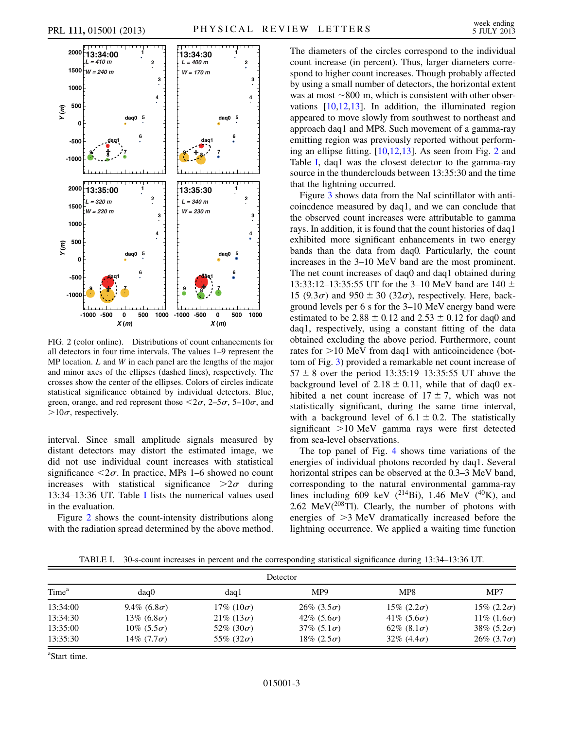FIG. 2 (color online). Distributions of count enhancements for all detectors in four time intervals. The values 1–9 represent the MP location. $L$ and $W$ in each panel are the lengths of the major and minor axes of the ellipses (dashed lines), respectively. The crosses show the center of the ellipses. Colors of circles indicate statistical significance obtained by individual detectors. Blue, green, orange, and red represent those $<2\sigma$, 2–$5\sigma$, 5–$10\sigma$, and $>10\sigma$, respectively.

interval. Since small amplitude signals measured by distant detectors may distort the estimated image, we did not use individual count increases with statistical significance $<2\sigma$. In practice, MPs 1–6 showed no count increases with statistical significance $>2\sigma$ during 13:34–13:36 UT. Table I lists the numerical values used in the evaluation.

Figure 2 shows the count-intensity distributions along with the radiation spread determined by the above method. The diameters of the circles correspond to the individual count increase (in percent). Thus, larger diameters correspond to higher count increases. Though probably affected by using a small number of detectors, the horizontal extent was at most ~800 m, which is consistent with other observations [10,12,13]. In addition, the illuminated region appeared to move slowly from southwest to northeast and approach daq1 and MP8. Such movement of a gamma-ray emitting region was previously reported without performing an ellipse fitting. [10,12,13]. As seen from Fig. 2 and Table I, daq1 was the closest detector to the gamma-ray source in the thunderclouds between 13:35:30 and the time that the lightning occurred.

Figure 3 shows data from the NaI scintillator with anticoincidence measured by daq1, and we can conclude that the observed count increases were attributable to gamma rays. In addition, it is found that the count histories of daq1 exhibited more significant enhancements in two energy bands than the data from daq0. Particularly, the count increases in the 3–10 MeV band are the most prominent. The net count increases of daq0 and daq1 obtained during 13:33:12–13:35:55 UT for the 3–10 MeV band are $140 \pm 15$ ($9.3\sigma$) and $950 \pm 30$ ($32\sigma$), respectively. Here, background levels per 6 s for the 3–10 MeV energy band were estimated to be $2.88 \pm 0.12$ and $2.53 \pm 0.12$ for daq0 and daq1, respectively, using a constant fitting of the data obtained excluding the above period. Furthermore, count rates for $>10$ MeV from daq1 with anticoincidence (bottom of Fig. 3) provided a remarkable net count increase of $57 \pm 8$ over the period 13:35:19–13:35:55 UT above the background level of $2.18 \pm 0.11$, while that of daq0 exhibited a net count increase of $17 \pm 7$, which was not statistically significant, during the same time interval, with a background level of $6.1 \pm 0.2$. The statistically significant $>10$ MeV gamma rays were first detected from sea-level observations.

The top panel of Fig. 4 shows time variations of the energies of individual photons recorded by daq1. Several horizontal stripes can be observed at the 0.3–3 MeV band, corresponding to the natural environmental gamma-ray lines including 609 keV ($^{214}$Bi), 1.46 MeV ($^{40}$K), and 2.62 MeV($^{208}$Tl). Clearly, the number of photons with energies of $>3$ MeV dramatically increased before the lightning occurrence. We applied a waiting time function

TABLE I. 30-s-count increases in percent and the corresponding statistical significance during 13:34–13:36 UT.

| | Detector | | | | |
|---|---|---|---|---|---|
| Time[a] | daq0 | daq1 | MP9 | MP8 | MP7 |
| 13:34:00 | 9.4% ($6.8\sigma$) | 17% ($10\sigma$) | 26% ($3.5\sigma$) | 15% ($2.2\sigma$) | 15% ($2.2\sigma$) |
| 13:34:30 | 13% ($6.8\sigma$) | 21% ($13\sigma$) | 42% ($5.6\sigma$) | 41% ($5.6\sigma$) | 11% ($1.6\sigma$) |
| 13:35:00 | 10% ($5.5\sigma$) | 52% ($30\sigma$) | 37% ($5.1\sigma$) | 62% ($8.1\sigma$) | 38% ($5.2\sigma$) |
| 13:35:30 | 14% ($7.7\sigma$) | 55% ($32\sigma$) | 18% ($2.5\sigma$) | 32% ($4.4\sigma$) | 26% ($3.7\sigma$) |

[a]Start time.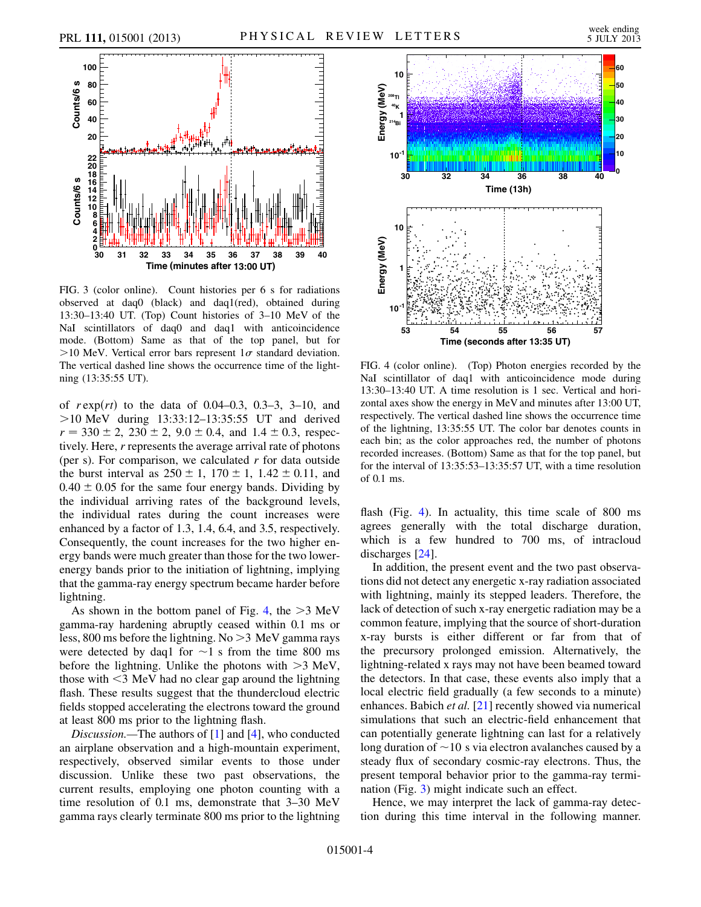FIG. 3 (color online). Count histories per 6 s for radiations observed at daq0 (black) and daq1(red), obtained during 13:30–13:40 UT. (Top) Count histories of 3–10 MeV of the NaI scintillators of daq0 and daq1 with anticoincidence mode. (Bottom) Same as that of the top panel, but for >10 MeV. Vertical error bars represent $1\sigma$ standard deviation. The vertical dashed line shows the occurrence time of the lightning (13:35:55 UT).

of $r\exp(rt)$ to the data of 0.04–0.3, 0.3–3, 3–10, and >10 MeV during 13:33:12–13:35:55 UT and derived $r = 330 \pm 2$, $230 \pm 2$, $9.0 \pm 0.4$, and $1.4 \pm 0.3$, respectively. Here, $r$ represents the average arrival rate of photons (per s). For comparison, we calculated $r$ for data outside the burst interval as $250 \pm 1$, $170 \pm 1$, $1.42 \pm 0.11$, and $0.40 \pm 0.05$ for the same four energy bands. Dividing by the individual arriving rates of the background levels, the individual rates during the count increases were enhanced by a factor of 1.3, 1.4, 6.4, and 3.5, respectively. Consequently, the count increases for the two higher energy bands were much greater than those for the two lower-energy bands prior to the initiation of lightning, implying that the gamma-ray energy spectrum became harder before lightning.

As shown in the bottom panel of Fig. 4, the >3 MeV gamma-ray hardening abruptly ceased within 0.1 ms or less, 800 ms before the lightning. No >3 MeV gamma rays were detected by daq1 for ~1 s from the time 800 ms before the lightning. Unlike the photons with >3 MeV, those with <3 MeV had no clear gap around the lightning flash. These results suggest that the thundercloud electric fields stopped accelerating the electrons toward the ground at least 800 ms prior to the lightning flash.

*Discussion.*—The authors of [1] and [4], who conducted an airplane observation and a high-mountain experiment, respectively, observed similar events to those under discussion. Unlike these two past observations, the current results, employing one photon counting with a time resolution of 0.1 ms, demonstrate that 3–30 MeV gamma rays clearly terminate 800 ms prior to the lightning flash (Fig. 4). In actuality, this time scale of 800 ms agrees generally with the total discharge duration, which is a few hundred to 700 ms, of intracloud discharges [24].

FIG. 4 (color online). (Top) Photon energies recorded by the NaI scintillator of daq1 with anticoincidence mode during 13:30–13:40 UT. A time resolution is 1 sec. Vertical and horizontal axes show the energy in MeV and minutes after 13:00 UT, respectively. The vertical dashed line shows the occurrence time of the lightning, 13:35:55 UT. The color bar denotes counts in each bin; as the color approaches red, the number of photons recorded increases. (Bottom) Same as that for the top panel, but for the interval of 13:35:53–13:35:57 UT, with a time resolution of 0.1 ms.

In addition, the present event and the two past observations did not detect any energetic x-ray radiation associated with lightning, mainly its stepped leaders. Therefore, the lack of detection of such x-ray energetic radiation may be a common feature, implying that the source of short-duration x-ray bursts is either different or far from that of the precursory prolonged emission. Alternatively, the lightning-related x rays may not have been beamed toward the detectors. In that case, these events also imply that a local electric field gradually (a few seconds to a minute) enhances. Babich *et al.* [21] recently showed via numerical simulations that such an electric-field enhancement that can potentially generate lightning can last for a relatively long duration of ~10 s via electron avalanches caused by a steady flux of secondary cosmic-ray electrons. Thus, the present temporal behavior prior to the gamma-ray termination (Fig. 3) might indicate such an effect.

Hence, we may interpret the lack of gamma-ray detection during this time interval in the following manner.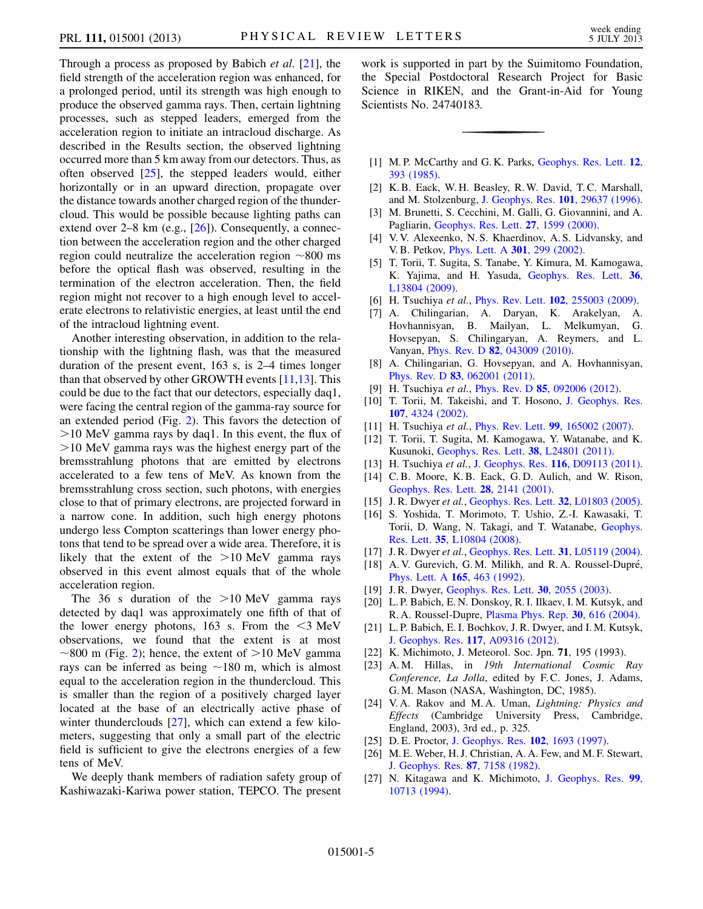Through a process as proposed by Babich *et al.* [21], the field strength of the acceleration region was enhanced, for a prolonged period, until its strength was high enough to produce the observed gamma rays. Then, certain lightning processes, such as stepped leaders, emerged from the acceleration region to initiate an intracloud discharge. As described in the Results section, the observed lightning occurred more than 5 km away from our detectors. Thus, as often observed [25], the stepped leaders would, either horizontally or in an upward direction, propagate over the distance towards another charged region of the thundercloud. This would be possible because lighting paths can extend over 2–8 km (e.g., [26]). Consequently, a connection between the acceleration region and the other charged region could neutralize the acceleration region ~800 ms before the optical flash was observed, resulting in the termination of the electron acceleration. Then, the field region might not recover to a high enough level to accelerate electrons to relativistic energies, at least until the end of the intracloud lightning event.

Another interesting observation, in addition to the relationship with the lightning flash, was that the measured duration of the present event, 163 s, is 2–4 times longer than that observed by other GROWTH events [11,13]. This could be due to the fact that our detectors, especially daq1, were facing the central region of the gamma-ray source for an extended period (Fig. 2). This favors the detection of >10 MeV gamma rays by daq1. In this event, the flux of >10 MeV gamma rays was the highest energy part of the bremsstrahlung photons that are emitted by electrons accelerated to a few tens of MeV. As known from the bremsstrahlung cross section, such photons, with energies close to that of primary electrons, are projected forward in a narrow cone. In addition, such high energy photons undergo less Compton scatterings than lower energy photons that tend to be spread over a wide area. Therefore, it is likely that the extent of the >10 MeV gamma rays observed in this event almost equals that of the whole acceleration region.

The 36 s duration of the >10 MeV gamma rays detected by daq1 was approximately one fifth of that of the lower energy photons, 163 s. From the <3 MeV observations, we found that the extent is at most ~800 m (Fig. 2); hence, the extent of >10 MeV gamma rays can be inferred as being ~180 m, which is almost equal to the acceleration region in the thundercloud. This is smaller than the region of a positively charged layer located at the base of an electrically active phase of winter thunderclouds [27], which can extend a few kilometers, suggesting that only a small part of the electric field is sufficient to give the electrons energies of a few tens of MeV.

We deeply thank members of radiation safety group of Kashiwazaki-Kariwa power station, TEPCO. The present work is supported in part by the Suimitomo Foundation, the Special Postdoctoral Research Project for Basic Science in RIKEN, and the Grant-in-Aid for Young Scientists No. 24740183.

---

[1] M. P. McCarthy and G. K. Parks, Geophys. Res. Lett. **12**, 393 (1985).

[2] K. B. Eack, W. H. Beasley, R. W. David, T. C. Marshall, and M. Stolzenburg, J. Geophys. Res. **101**, 29637 (1996).

[3] M. Brunetti, S. Cecchini, M. Galli, G. Giovannini, and A. Pagliarin, Geophys. Res. Lett. **27**, 1599 (2000).

[4] V. V. Alexeenko, N. S. Khaerdinov, A. S. Lidvansky, and V. B. Petkov, Phys. Lett. A **301**, 299 (2002).

[5] T. Torii, T. Sugita, S. Tanabe, Y. Kimura, M. Kamogawa, K. Yajima, and H. Yasuda, Geophys. Res. Lett. **36**, L13804 (2009).

[6] H. Tsuchiya *et al.*, Phys. Rev. Lett. **102**, 255003 (2009).

[7] A. Chilingarian, A. Daryan, K. Arakelyan, A. Hovhannisyan, B. Mailyan, L. Melkumyan, G. Hovsepyan, S. Chilingaryan, A. Reymers, and L. Vanyan, Phys. Rev. D **82**, 043009 (2010).

[8] A. Chilingarian, G. Hovsepyan, and A. Hovhannisyan, Phys. Rev. D **83**, 062001 (2011).

[9] H. Tsuchiya *et al.*, Phys. Rev. D **85**, 092006 (2012).

[10] T. Torii, M. Takeishi, and T. Hosono, J. Geophys. Res. **107**, 4324 (2002).

[11] H. Tsuchiya *et al.*, Phys. Rev. Lett. **99**, 165002 (2007).

[12] T. Torii, T. Sugita, M. Kamogawa, Y. Watanabe, and K. Kusunoki, Geophys. Res. Lett. **38**, L24801 (2011).

[13] H. Tsuchiya *et al.*, J. Geophys. Res. **116**, D09113 (2011).

[14] C. B. Moore, K. B. Eack, G. D. Aulich, and W. Rison, Geophys. Res. Lett. **28**, 2141 (2001).

[15] J. R. Dwyer *et al.*, Geophys. Res. Lett. **32**, L01803 (2005).

[16] S. Yoshida, T. Morimoto, T. Ushio, Z.-I. Kawasaki, T. Torii, D. Wang, N. Takagi, and T. Watanabe, Geophys. Res. Lett. **35**, L10804 (2008).

[17] J. R. Dwyer *et al.*, Geophys. Res. Lett. **31**, L05119 (2004).

[18] A. V. Gurevich, G. M. Milikh, and R. A. Roussel-Dupré, Phys. Lett. A **165**, 463 (1992).

[19] J. R. Dwyer, Geophys. Res. Lett. **30**, 2055 (2003).

[20] L. P. Babich, E. N. Donskoy, R. I. Ilkaev, I. M. Kutsyk, and R. A. Roussel-Dupre, Plasma Phys. Rep. **30**, 616 (2004).

[21] L. P. Babich, E. I. Bochkov, J. R. Dwyer, and I. M. Kutsyk, J. Geophys. Res. **117**, A09316 (2012).

[22] K. Michimoto, J. Meteorol. Soc. Jpn. **71**, 195 (1993).

[23] A. M. Hillas, in *19th International Cosmic Ray Conference, La Jolla*, edited by F. C. Jones, J. Adams, G. M. Mason (NASA, Washington, DC, 1985).

[24] V. A. Rakov and M. A. Uman, *Lightning: Physics and Effects* (Cambridge University Press, Cambridge, England, 2003), 3rd ed., p. 325.

[25] D. E. Proctor, J. Geophys. Res. **102**, 1693 (1997).

[26] M. E. Weber, H. J. Christian, A. A. Few, and M. F. Stewart, J. Geophys. Res. **87**, 7158 (1982).

[27] N. Kitagawa and K. Michimoto, J. Geophys. Res. **99**, 10713 (1994).